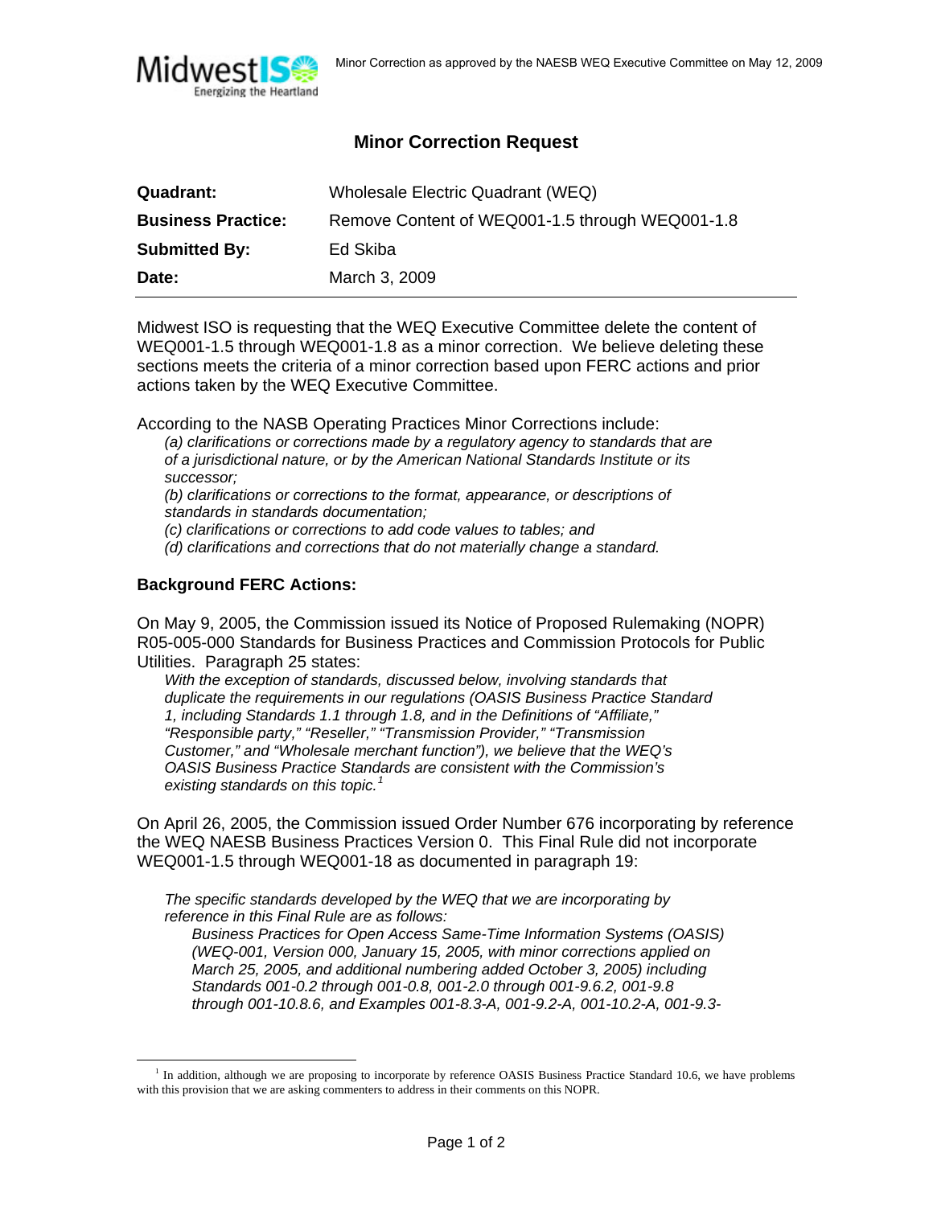Minor Correction as approved by the NAESB WEQ Executive Committee on May 12, 2009

## Minor Correction Request

| | |
|---|---|
| **Quadrant:** | Wholesale Electric Quadrant (WEQ) |
| **Business Practice:** | Remove Content of WEQ001-1.5 through WEQ001-1.8 |
| **Submitted By:** | Ed Skiba |
| **Date:** | March 3, 2009 |

Midwest ISO is requesting that the WEQ Executive Committee delete the content of WEQ001-1.5 through WEQ001-1.8 as a minor correction. We believe deleting these sections meets the criteria of a minor correction based upon FERC actions and prior actions taken by the WEQ Executive Committee.

According to the NASB Operating Practices Minor Corrections include:

> *(a) clarifications or corrections made by a regulatory agency to standards that are of a jurisdictional nature, or by the American National Standards Institute or its successor;*
> *(b) clarifications or corrections to the format, appearance, or descriptions of standards in standards documentation;*
> *(c) clarifications or corrections to add code values to tables; and*
> *(d) clarifications and corrections that do not materially change a standard.*

### Background FERC Actions:

On May 9, 2005, the Commission issued its Notice of Proposed Rulemaking (NOPR) R05-005-000 Standards for Business Practices and Commission Protocols for Public Utilities. Paragraph 25 states:

> *With the exception of standards, discussed below, involving standards that duplicate the requirements in our regulations (OASIS Business Practice Standard 1, including Standards 1.1 through 1.8, and in the Definitions of "Affiliate," "Responsible party," "Reseller," "Transmission Provider," "Transmission Customer," and "Wholesale merchant function"), we believe that the WEQ's OASIS Business Practice Standards are consistent with the Commission's existing standards on this topic.*[1]

On April 26, 2005, the Commission issued Order Number 676 incorporating by reference the WEQ NAESB Business Practices Version 0. This Final Rule did not incorporate WEQ001-1.5 through WEQ001-18 as documented in paragraph 19:

> *The specific standards developed by the WEQ that we are incorporating by reference in this Final Rule are as follows:*
>
> > *Business Practices for Open Access Same-Time Information Systems (OASIS) (WEQ-001, Version 000, January 15, 2005, with minor corrections applied on March 25, 2005, and additional numbering added October 3, 2005) including Standards 001-0.2 through 001-0.8, 001-2.0 through 001-9.6.2, 001-9.8 through 001-10.8.6, and Examples 001-8.3-A, 001-9.2-A, 001-10.2-A, 001-9.3-*

[1] In addition, although we are proposing to incorporate by reference OASIS Business Practice Standard 10.6, we have problems with this provision that we are asking commenters to address in their comments on this NOPR.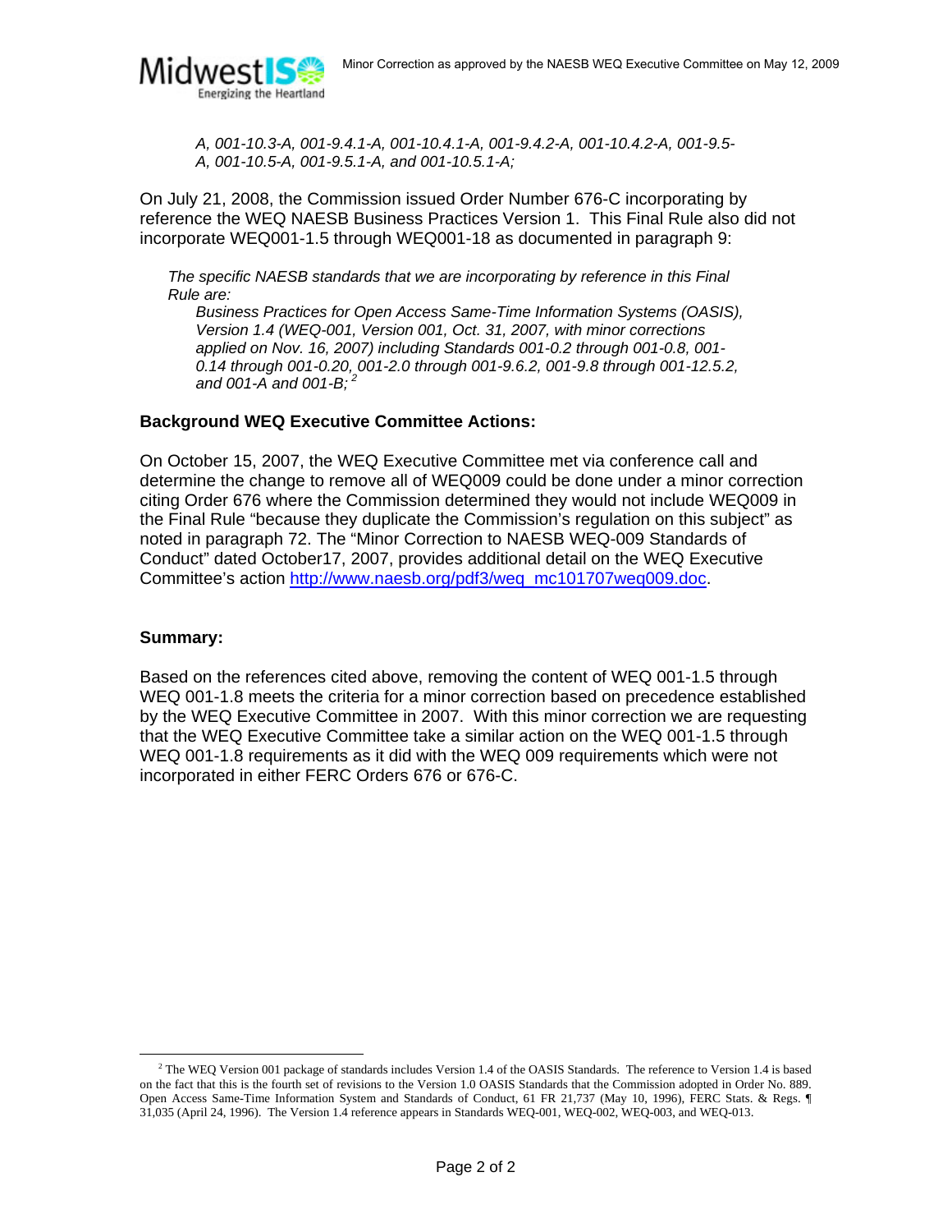*A, 001-10.3-A, 001-9.4.1-A, 001-10.4.1-A, 001-9.4.2-A, 001-10.4.2-A, 001-9.5-A, 001-10.5-A, 001-9.5.1-A, and 001-10.5.1-A;*

On July 21, 2008, the Commission issued Order Number 676-C incorporating by reference the WEQ NAESB Business Practices Version 1. This Final Rule also did not incorporate WEQ001-1.5 through WEQ001-18 as documented in paragraph 9:

> *The specific NAESB standards that we are incorporating by reference in this Final Rule are:*
>
> *Business Practices for Open Access Same-Time Information Systems (OASIS), Version 1.4 (WEQ-001, Version 001, Oct. 31, 2007, with minor corrections applied on Nov. 16, 2007) including Standards 001-0.2 through 001-0.8, 001-0.14 through 001-0.20, 001-2.0 through 001-9.6.2, 001-9.8 through 001-12.5.2, and 001-A and 001-B;* [2]

**Background WEQ Executive Committee Actions:**

On October 15, 2007, the WEQ Executive Committee met via conference call and determine the change to remove all of WEQ009 could be done under a minor correction citing Order 676 where the Commission determined they would not include WEQ009 in the Final Rule "because they duplicate the Commission's regulation on this subject" as noted in paragraph 72. The "Minor Correction to NAESB WEQ-009 Standards of Conduct" dated October17, 2007, provides additional detail on the WEQ Executive Committee's action http://www.naesb.org/pdf3/weq_mc101707weq009.doc.

**Summary:**

Based on the references cited above, removing the content of WEQ 001-1.5 through WEQ 001-1.8 meets the criteria for a minor correction based on precedence established by the WEQ Executive Committee in 2007. With this minor correction we are requesting that the WEQ Executive Committee take a similar action on the WEQ 001-1.5 through WEQ 001-1.8 requirements as it did with the WEQ 009 requirements which were not incorporated in either FERC Orders 676 or 676-C.

---

[2] The WEQ Version 001 package of standards includes Version 1.4 of the OASIS Standards. The reference to Version 1.4 is based on the fact that this is the fourth set of revisions to the Version 1.0 OASIS Standards that the Commission adopted in Order No. 889. Open Access Same-Time Information System and Standards of Conduct, 61 FR 21,737 (May 10, 1996), FERC Stats. & Regs. ¶ 31,035 (April 24, 1996). The Version 1.4 reference appears in Standards WEQ-001, WEQ-002, WEQ-003, and WEQ-013.